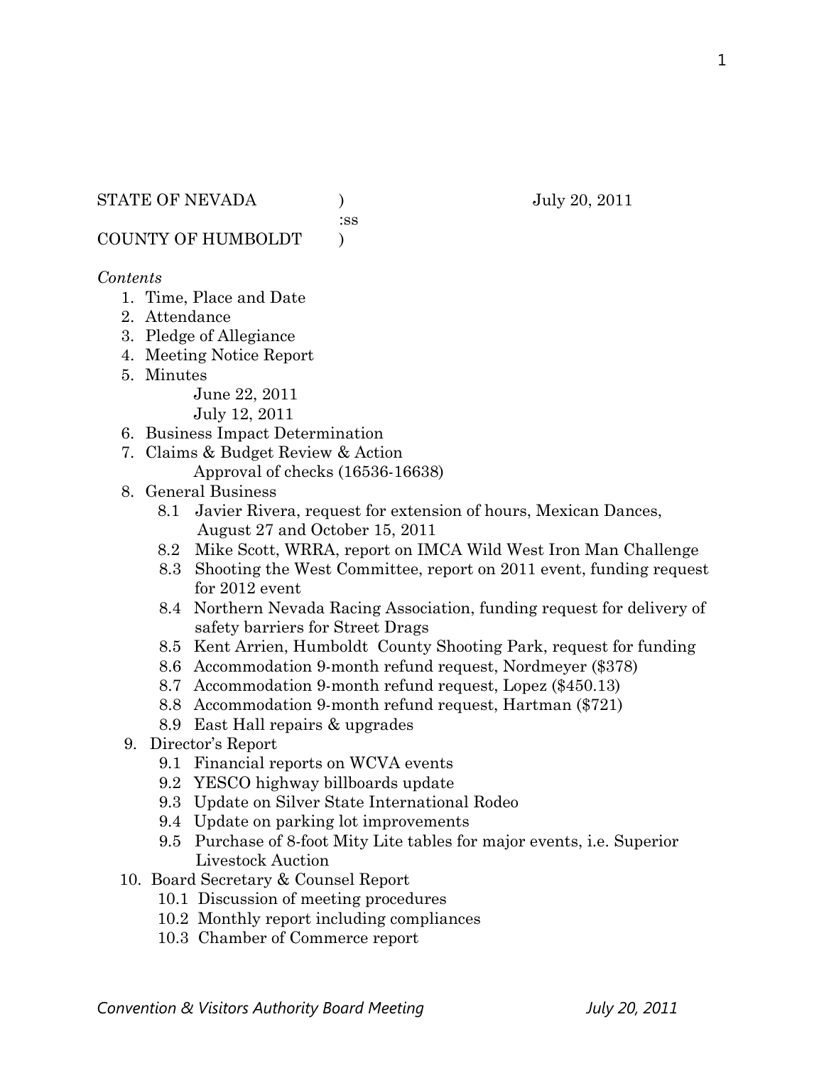STATE OF NEVADA ) July 20, 2011
:ss
COUNTY OF HUMBOLDT )

*Contents*

1. Time, Place and Date
2. Attendance
3. Pledge of Allegiance
4. Meeting Notice Report
5. Minutes
   - June 22, 2011
   - July 12, 2011
6. Business Impact Determination
7. Claims & Budget Review & Action
   - Approval of checks (16536-16638)
8. General Business
   - 8.1 Javier Rivera, request for extension of hours, Mexican Dances, August 27 and October 15, 2011
   - 8.2 Mike Scott, WRRA, report on IMCA Wild West Iron Man Challenge
   - 8.3 Shooting the West Committee, report on 2011 event, funding request for 2012 event
   - 8.4 Northern Nevada Racing Association, funding request for delivery of safety barriers for Street Drags
   - 8.5 Kent Arrien, Humboldt County Shooting Park, request for funding
   - 8.6 Accommodation 9-month refund request, Nordmeyer ($378)
   - 8.7 Accommodation 9-month refund request, Lopez ($450.13)
   - 8.8 Accommodation 9-month refund request, Hartman ($721)
   - 8.9 East Hall repairs & upgrades
9. Director's Report
   - 9.1 Financial reports on WCVA events
   - 9.2 YESCO highway billboards update
   - 9.3 Update on Silver State International Rodeo
   - 9.4 Update on parking lot improvements
   - 9.5 Purchase of 8-foot Mity Lite tables for major events, i.e. Superior Livestock Auction
10. Board Secretary & Counsel Report
    - 10.1 Discussion of meeting procedures
    - 10.2 Monthly report including compliances
    - 10.3 Chamber of Commerce report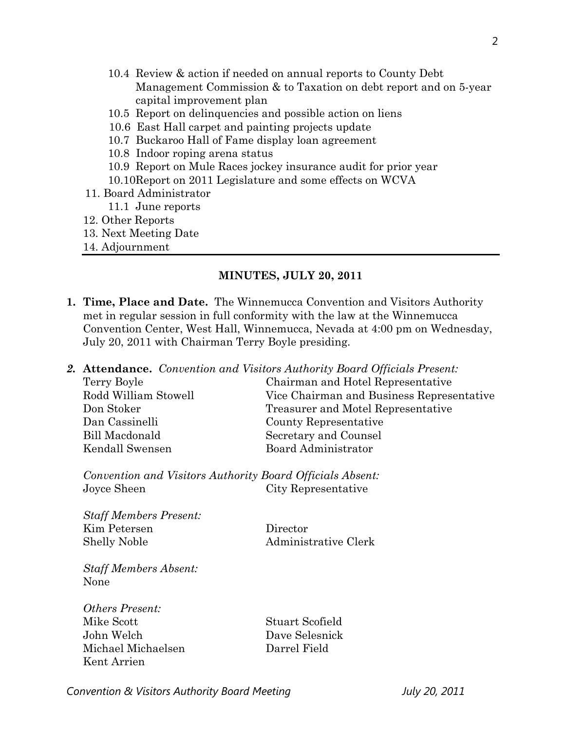- 10.4 Review & action if needed on annual reports to County Debt Management Commission & to Taxation on debt report and on 5-year capital improvement plan
- 10.5 Report on delinquencies and possible action on liens
- 10.6 East Hall carpet and painting projects update
- 10.7 Buckaroo Hall of Fame display loan agreement
- 10.8 Indoor roping arena status
- 10.9 Report on Mule Races jockey insurance audit for prior year
- 10.10Report on 2011 Legislature and some effects on WCVA

11. Board Administrator
    - 11.1 June reports
12. Other Reports
13. Next Meeting Date
14. Adjournment

---

## MINUTES, JULY 20, 2011

1. **Time, Place and Date.** The Winnemucca Convention and Visitors Authority met in regular session in full conformity with the law at the Winnemucca Convention Center, West Hall, Winnemucca, Nevada at 4:00 pm on Wednesday, July 20, 2011 with Chairman Terry Boyle presiding.

2. **Attendance.** *Convention and Visitors Authority Board Officials Present:*

| | |
|---|---|
| Terry Boyle | Chairman and Hotel Representative |
| Rodd William Stowell | Vice Chairman and Business Representative |
| Don Stoker | Treasurer and Motel Representative |
| Dan Cassinelli | County Representative |
| Bill Macdonald | Secretary and Counsel |
| Kendall Swensen | Board Administrator |

*Convention and Visitors Authority Board Officials Absent:*

| | |
|---|---|
| Joyce Sheen | City Representative |

*Staff Members Present:*

| | |
|---|---|
| Kim Petersen | Director |
| Shelly Noble | Administrative Clerk |

*Staff Members Absent:*
None

*Others Present:*

| | |
|---|---|
| Mike Scott | Stuart Scofield |
| John Welch | Dave Selesnick |
| Michael Michaelsen | Darrel Field |
| Kent Arrien | |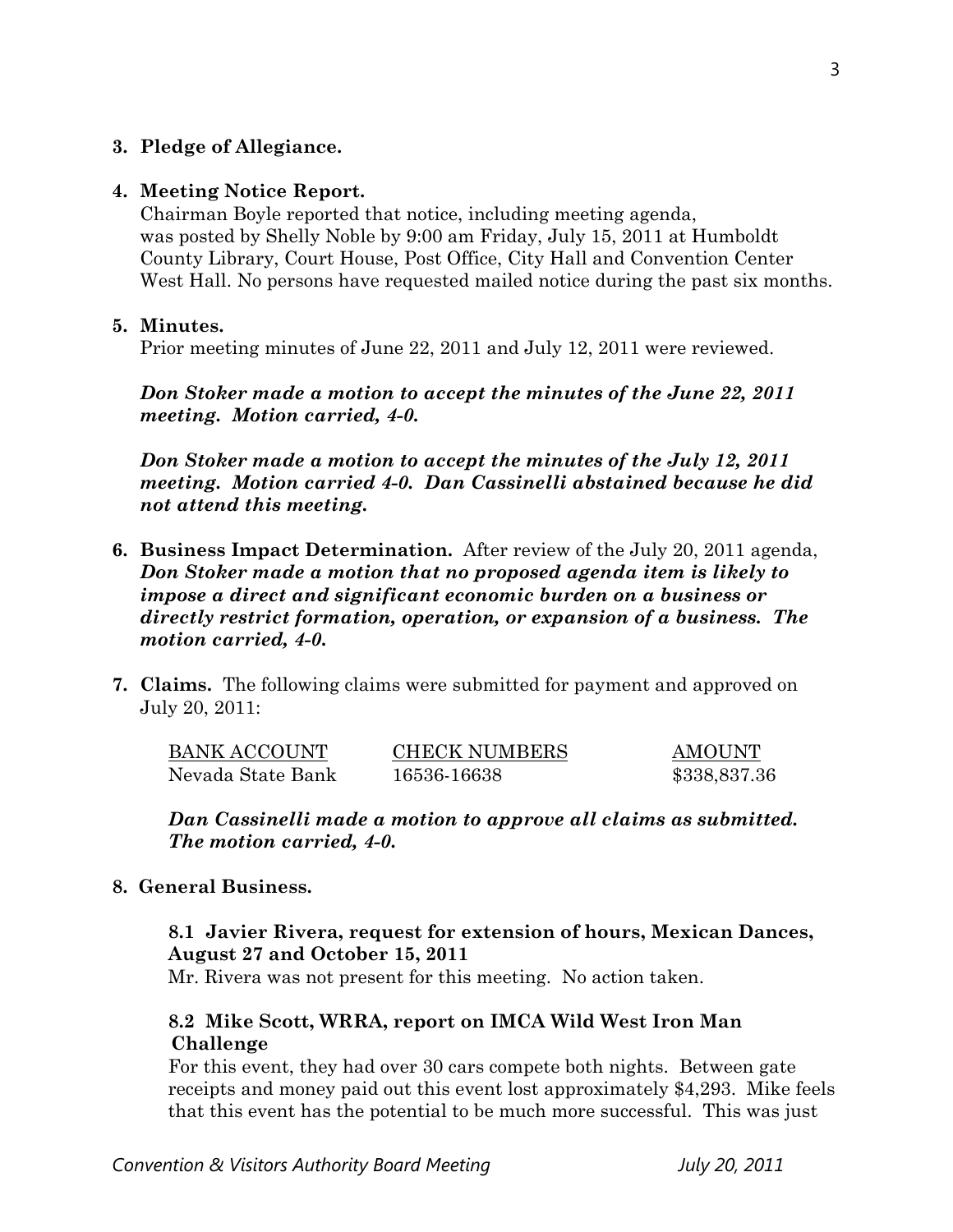**3. Pledge of Allegiance.**

**4. Meeting Notice Report.**

Chairman Boyle reported that notice, including meeting agenda, was posted by Shelly Noble by 9:00 am Friday, July 15, 2011 at Humboldt County Library, Court House, Post Office, City Hall and Convention Center West Hall. No persons have requested mailed notice during the past six months.

**5. Minutes.**

Prior meeting minutes of June 22, 2011 and July 12, 2011 were reviewed.

***Don Stoker made a motion to accept the minutes of the June 22, 2011 meeting. Motion carried, 4-0.***

***Don Stoker made a motion to accept the minutes of the July 12, 2011 meeting. Motion carried 4-0. Dan Cassinelli abstained because he did not attend this meeting.***

**6. Business Impact Determination.** After review of the July 20, 2011 agenda, ***Don Stoker made a motion that no proposed agenda item is likely to impose a direct and significant economic burden on a business or directly restrict formation, operation, or expansion of a business. The motion carried, 4-0.***

**7. Claims.** The following claims were submitted for payment and approved on July 20, 2011:

| BANK ACCOUNT | CHECK NUMBERS | AMOUNT |
|---|---|---|
| Nevada State Bank | 16536-16638 | $338,837.36 |

***Dan Cassinelli made a motion to approve all claims as submitted. The motion carried, 4-0.***

**8. General Business.**

**8.1 Javier Rivera, request for extension of hours, Mexican Dances, August 27 and October 15, 2011**

Mr. Rivera was not present for this meeting. No action taken.

**8.2 Mike Scott, WRRA, report on IMCA Wild West Iron Man Challenge**

For this event, they had over 30 cars compete both nights. Between gate receipts and money paid out this event lost approximately $4,293. Mike feels that this event has the potential to be much more successful. This was just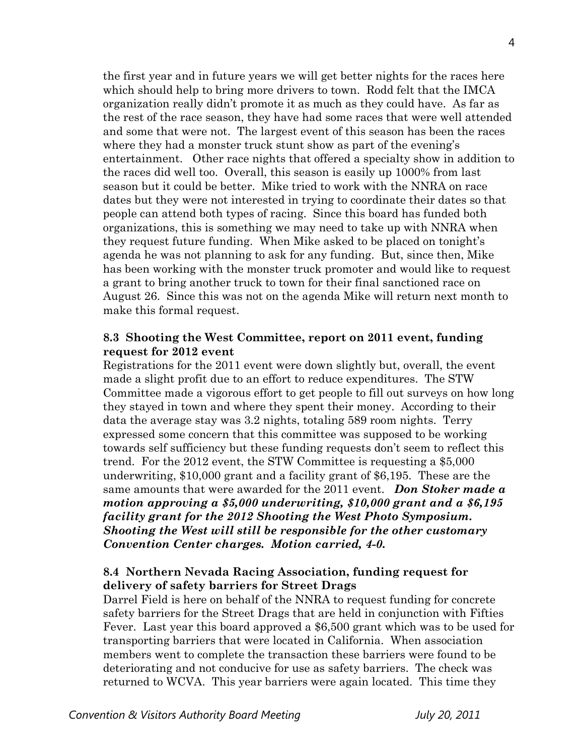the first year and in future years we will get better nights for the races here which should help to bring more drivers to town. Rodd felt that the IMCA organization really didn't promote it as much as they could have. As far as the rest of the race season, they have had some races that were well attended and some that were not. The largest event of this season has been the races where they had a monster truck stunt show as part of the evening's entertainment. Other race nights that offered a specialty show in addition to the races did well too. Overall, this season is easily up 1000% from last season but it could be better. Mike tried to work with the NNRA on race dates but they were not interested in trying to coordinate their dates so that people can attend both types of racing. Since this board has funded both organizations, this is something we may need to take up with NNRA when they request future funding. When Mike asked to be placed on tonight's agenda he was not planning to ask for any funding. But, since then, Mike has been working with the monster truck promoter and would like to request a grant to bring another truck to town for their final sanctioned race on August 26. Since this was not on the agenda Mike will return next month to make this formal request.

**8.3 Shooting the West Committee, report on 2011 event, funding request for 2012 event**

Registrations for the 2011 event were down slightly but, overall, the event made a slight profit due to an effort to reduce expenditures. The STW Committee made a vigorous effort to get people to fill out surveys on how long they stayed in town and where they spent their money. According to their data the average stay was 3.2 nights, totaling 589 room nights. Terry expressed some concern that this committee was supposed to be working towards self sufficiency but these funding requests don't seem to reflect this trend. For the 2012 event, the STW Committee is requesting a $5,000 underwriting, $10,000 grant and a facility grant of $6,195. These are the same amounts that were awarded for the 2011 event. ***Don Stoker made a motion approving a $5,000 underwriting, $10,000 grant and a $6,195 facility grant for the 2012 Shooting the West Photo Symposium. Shooting the West will still be responsible for the other customary Convention Center charges. Motion carried, 4-0.***

**8.4 Northern Nevada Racing Association, funding request for delivery of safety barriers for Street Drags**

Darrel Field is here on behalf of the NNRA to request funding for concrete safety barriers for the Street Drags that are held in conjunction with Fifties Fever. Last year this board approved a $6,500 grant which was to be used for transporting barriers that were located in California. When association members went to complete the transaction these barriers were found to be deteriorating and not conducive for use as safety barriers. The check was returned to WCVA. This year barriers were again located. This time they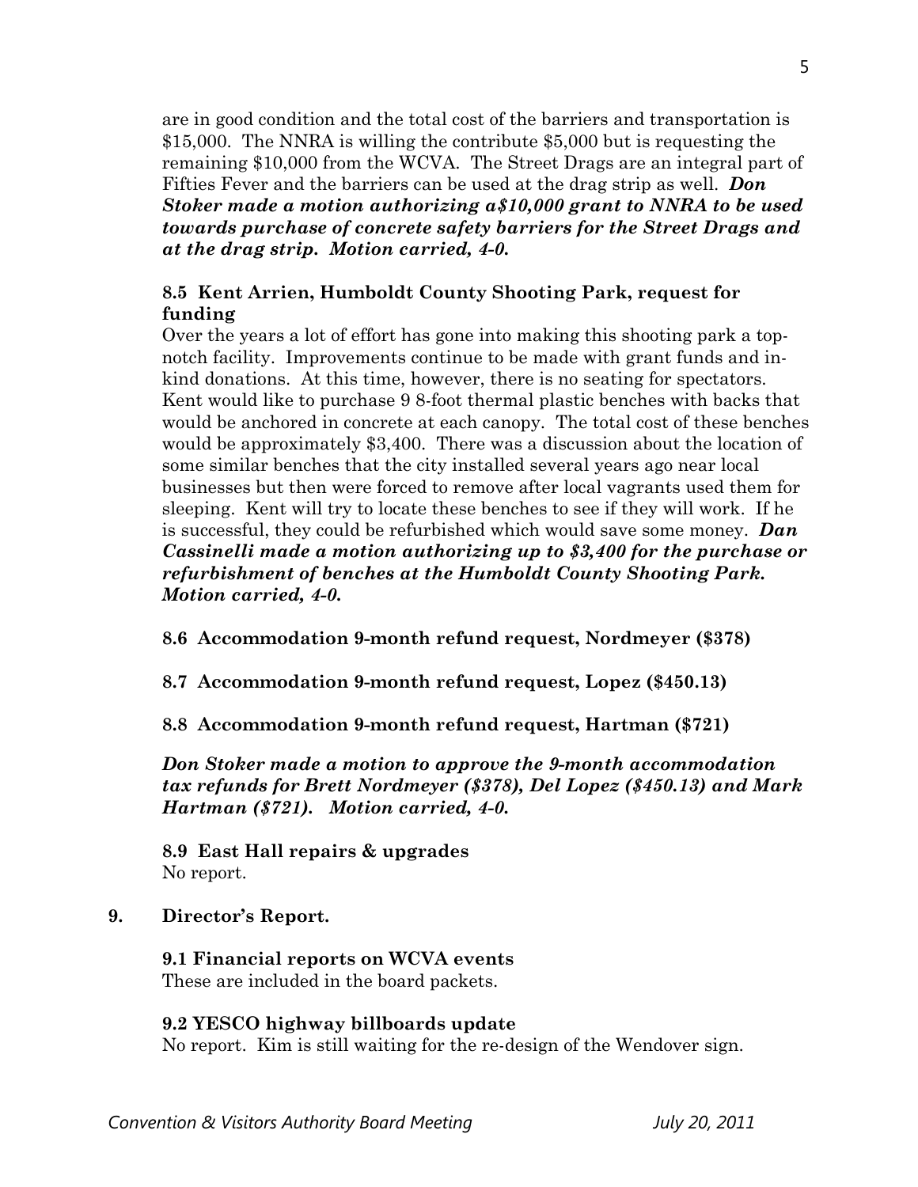are in good condition and the total cost of the barriers and transportation is $15,000. The NNRA is willing the contribute $5,000 but is requesting the remaining $10,000 from the WCVA. The Street Drags are an integral part of Fifties Fever and the barriers can be used at the drag strip as well. ***Don Stoker made a motion authorizing a$10,000 grant to NNRA to be used towards purchase of concrete safety barriers for the Street Drags and at the drag strip. Motion carried, 4-0.***

**8.5 Kent Arrien, Humboldt County Shooting Park, request for funding**

Over the years a lot of effort has gone into making this shooting park a top-notch facility. Improvements continue to be made with grant funds and in-kind donations. At this time, however, there is no seating for spectators. Kent would like to purchase 9 8-foot thermal plastic benches with backs that would be anchored in concrete at each canopy. The total cost of these benches would be approximately $3,400. There was a discussion about the location of some similar benches that the city installed several years ago near local businesses but then were forced to remove after local vagrants used them for sleeping. Kent will try to locate these benches to see if they will work. If he is successful, they could be refurbished which would save some money. ***Dan Cassinelli made a motion authorizing up to $3,400 for the purchase or refurbishment of benches at the Humboldt County Shooting Park. Motion carried, 4-0.***

**8.6 Accommodation 9-month refund request, Nordmeyer ($378)**

**8.7 Accommodation 9-month refund request, Lopez ($450.13)**

**8.8 Accommodation 9-month refund request, Hartman ($721)**

***Don Stoker made a motion to approve the 9-month accommodation tax refunds for Brett Nordmeyer ($378), Del Lopez ($450.13) and Mark Hartman ($721). Motion carried, 4-0.***

**8.9 East Hall repairs & upgrades**

No report.

**9. Director's Report.**

**9.1 Financial reports on WCVA events**

These are included in the board packets.

**9.2 YESCO highway billboards update**

No report. Kim is still waiting for the re-design of the Wendover sign.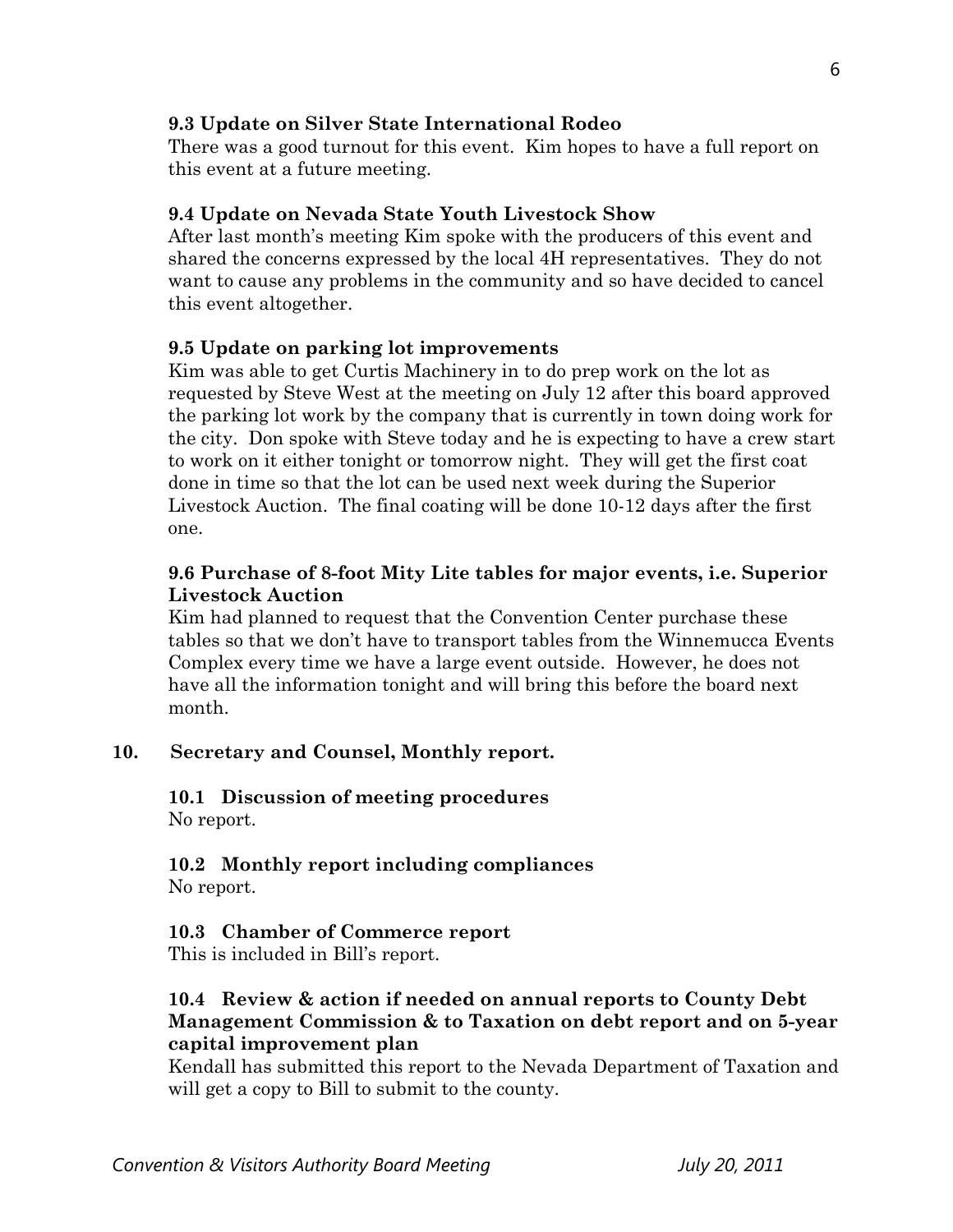**9.3 Update on Silver State International Rodeo**

There was a good turnout for this event. Kim hopes to have a full report on this event at a future meeting.

**9.4 Update on Nevada State Youth Livestock Show**

After last month's meeting Kim spoke with the producers of this event and shared the concerns expressed by the local 4H representatives. They do not want to cause any problems in the community and so have decided to cancel this event altogether.

**9.5 Update on parking lot improvements**

Kim was able to get Curtis Machinery in to do prep work on the lot as requested by Steve West at the meeting on July 12 after this board approved the parking lot work by the company that is currently in town doing work for the city. Don spoke with Steve today and he is expecting to have a crew start to work on it either tonight or tomorrow night. They will get the first coat done in time so that the lot can be used next week during the Superior Livestock Auction. The final coating will be done 10-12 days after the first one.

**9.6 Purchase of 8-foot Mity Lite tables for major events, i.e. Superior Livestock Auction**

Kim had planned to request that the Convention Center purchase these tables so that we don't have to transport tables from the Winnemucca Events Complex every time we have a large event outside. However, he does not have all the information tonight and will bring this before the board next month.

**10. Secretary and Counsel, Monthly report.**

**10.1 Discussion of meeting procedures**

No report.

**10.2 Monthly report including compliances**

No report.

**10.3 Chamber of Commerce report**

This is included in Bill's report.

**10.4 Review & action if needed on annual reports to County Debt Management Commission & to Taxation on debt report and on 5-year capital improvement plan**

Kendall has submitted this report to the Nevada Department of Taxation and will get a copy to Bill to submit to the county.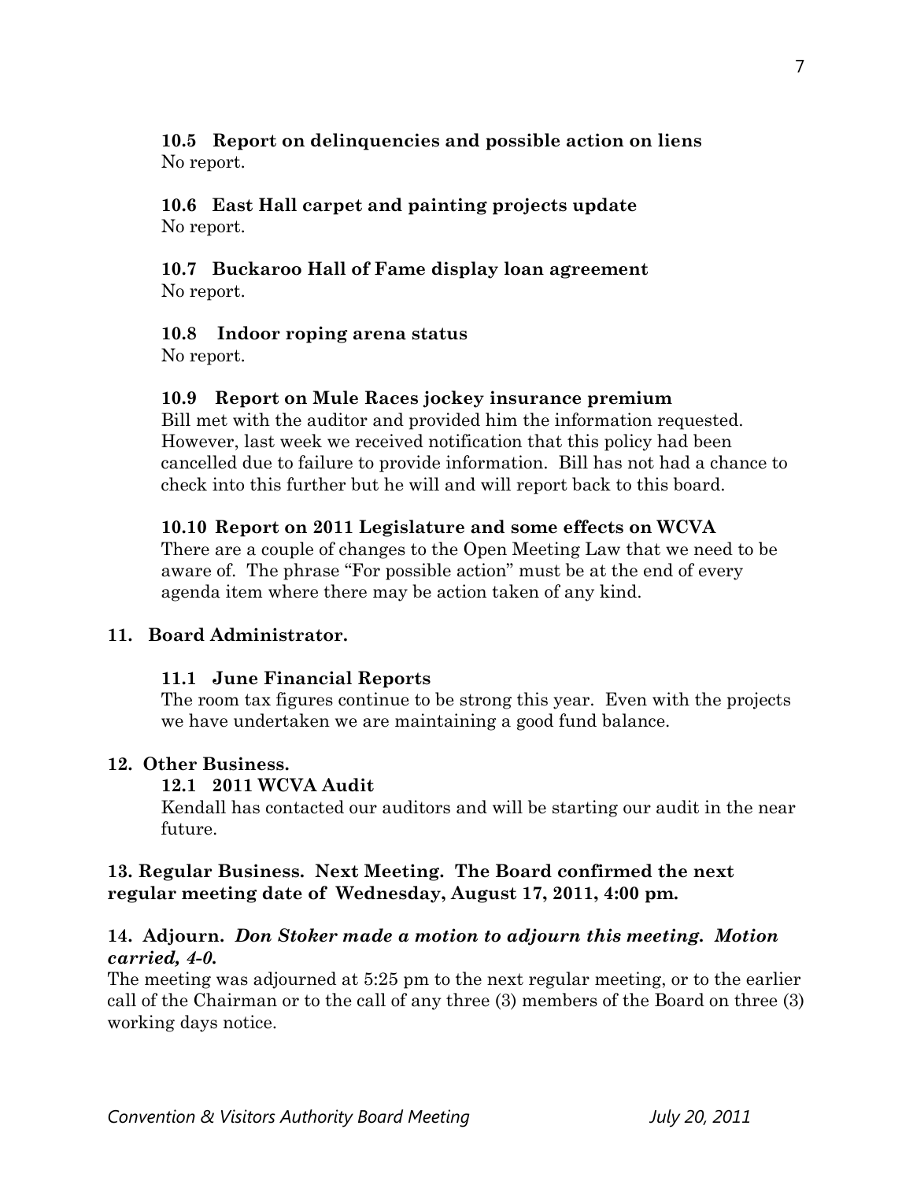**10.5 Report on delinquencies and possible action on liens**
No report.

**10.6 East Hall carpet and painting projects update**
No report.

**10.7 Buckaroo Hall of Fame display loan agreement**
No report.

**10.8 Indoor roping arena status**
No report.

**10.9 Report on Mule Races jockey insurance premium**
Bill met with the auditor and provided him the information requested. However, last week we received notification that this policy had been cancelled due to failure to provide information. Bill has not had a chance to check into this further but he will and will report back to this board.

**10.10 Report on 2011 Legislature and some effects on WCVA**
There are a couple of changes to the Open Meeting Law that we need to be aware of. The phrase "For possible action" must be at the end of every agenda item where there may be action taken of any kind.

**11. Board Administrator.**

**11.1 June Financial Reports**
The room tax figures continue to be strong this year. Even with the projects we have undertaken we are maintaining a good fund balance.

**12. Other Business.**

**12.1 2011 WCVA Audit**
Kendall has contacted our auditors and will be starting our audit in the near future.

**13. Regular Business. Next Meeting. The Board confirmed the next regular meeting date of Wednesday, August 17, 2011, 4:00 pm.**

**14. Adjourn.** ***Don Stoker made a motion to adjourn this meeting. Motion carried, 4-0.***
The meeting was adjourned at 5:25 pm to the next regular meeting, or to the earlier call of the Chairman or to the call of any three (3) members of the Board on three (3) working days notice.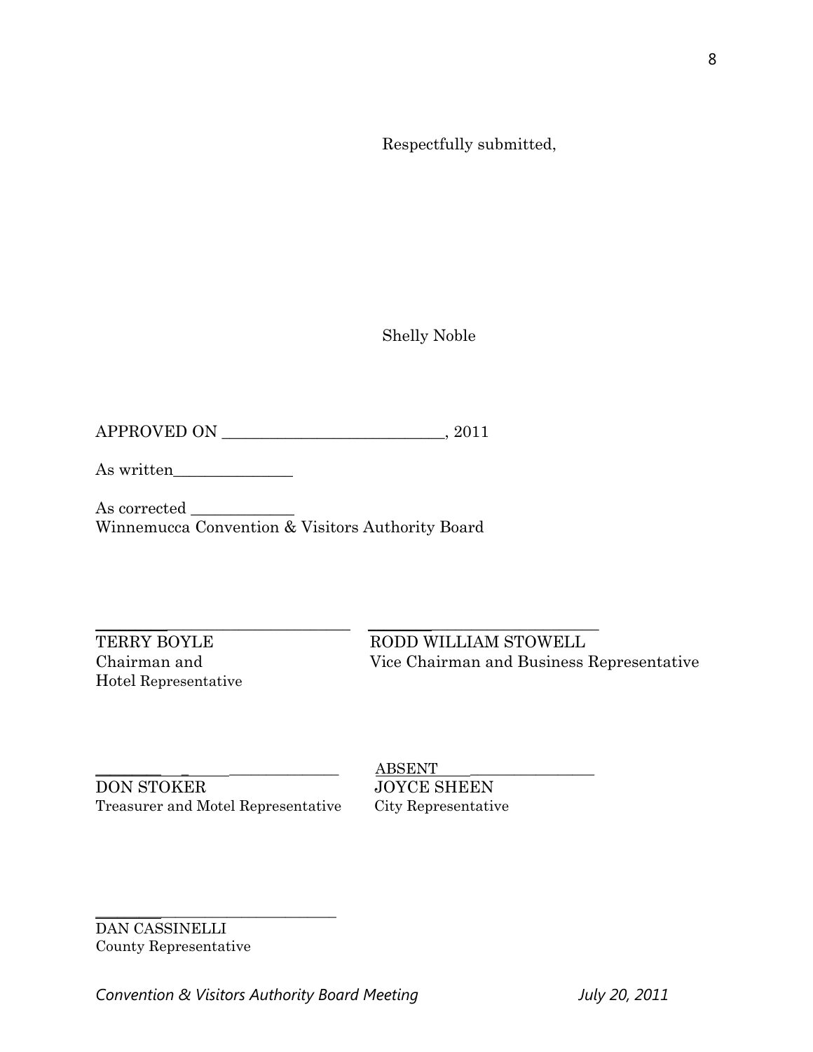Respectfully submitted,

Shelly Noble

APPROVED ON ____________________________, 2011

As written_______________

As corrected _____________
Winnemucca Convention & Visitors Authority Board

_________________________________
TERRY BOYLE
Chairman and
Hotel Representative

_________________________________
RODD WILLIAM STOWELL
Vice Chairman and Business Representative

_________________________________
DON STOKER
Treasurer and Motel Representative

ABSENT_________________________
JOYCE SHEEN
City Representative

_________________________________
DAN CASSINELLI
County Representative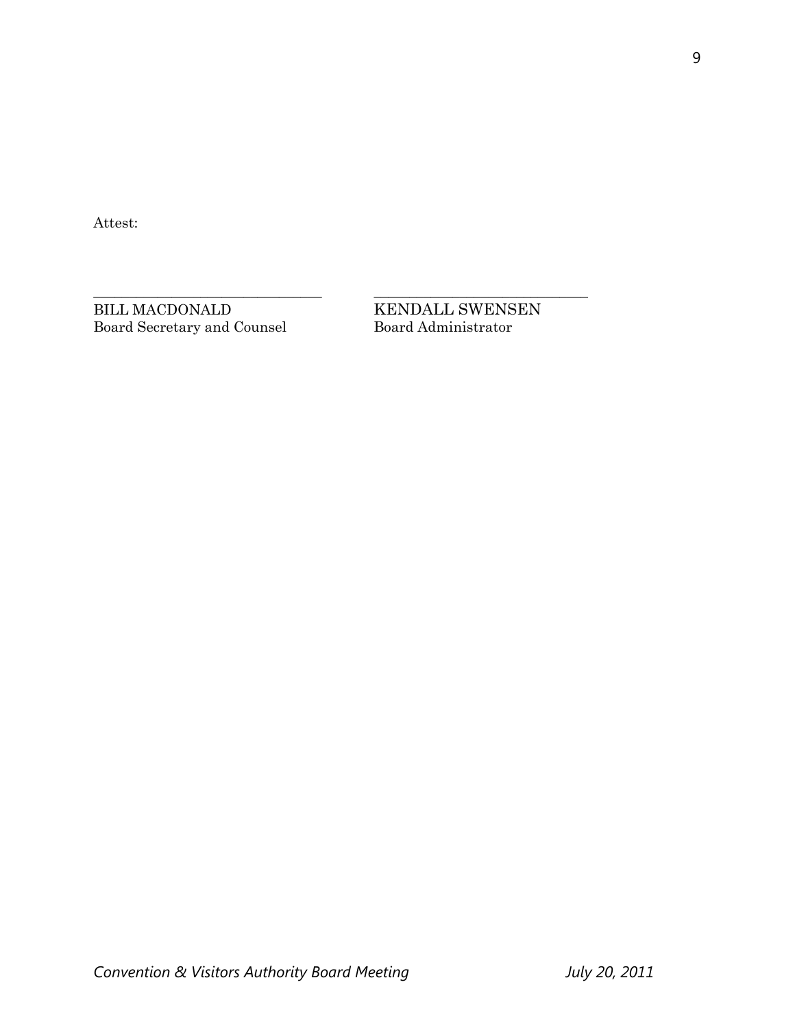Attest:

\_\_\_\_\_\_\_\_\_\_\_\_\_\_\_\_\_\_\_\_\_\_\_\_\_\_\_\_\_\_ \_\_\_\_\_\_\_\_\_\_\_\_\_\_\_\_\_\_\_\_\_\_\_\_\_\_\_\_

BILL MACDONALD
Board Secretary and Counsel

KENDALL SWENSEN
Board Administrator